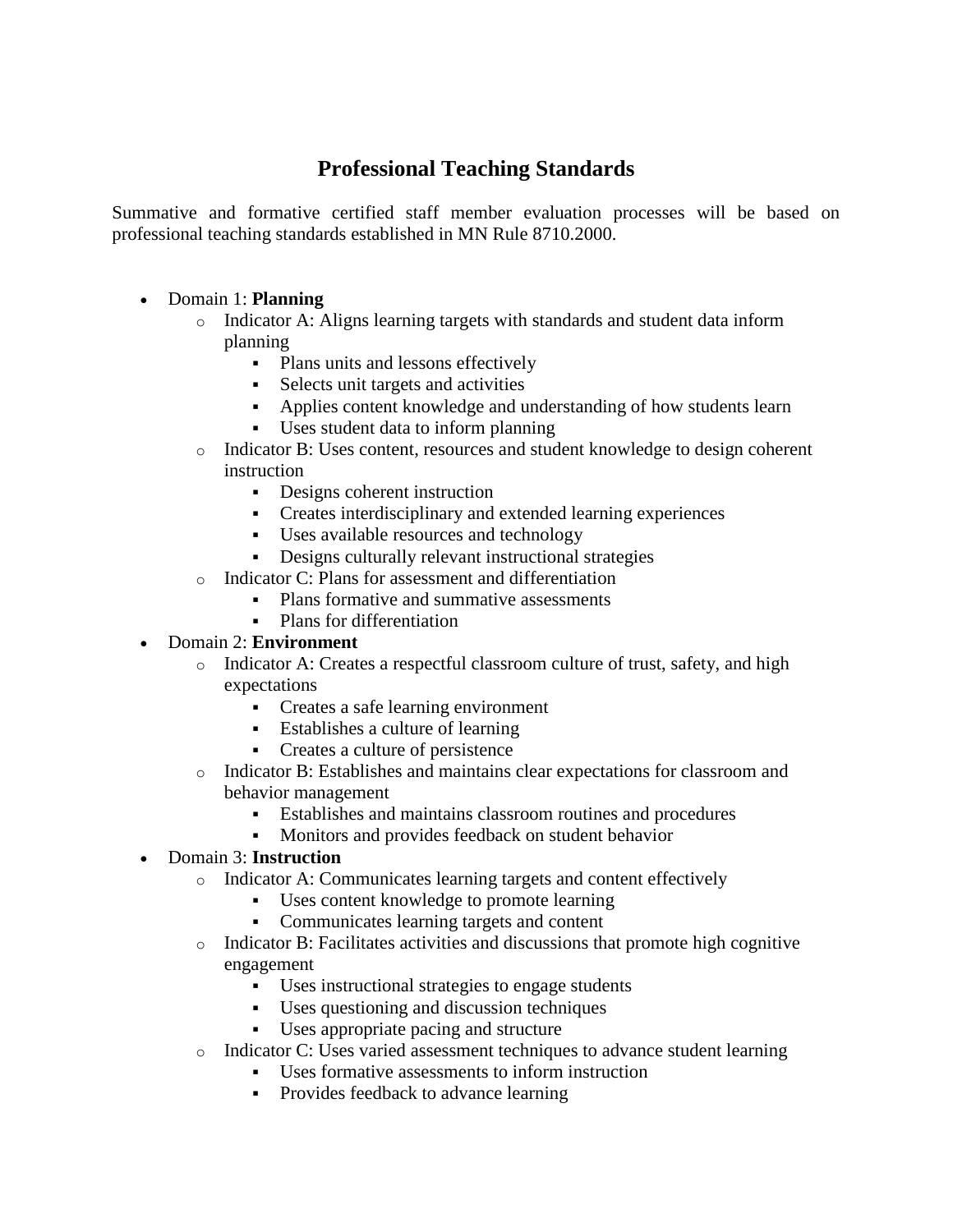# Professional Teaching Standards

Summative and formative certified staff member evaluation processes will be based on professional teaching standards established in MN Rule 8710.2000.

- Domain 1: **Planning**
  - Indicator A: Aligns learning targets with standards and student data inform planning
    - Plans units and lessons effectively
    - Selects unit targets and activities
    - Applies content knowledge and understanding of how students learn
    - Uses student data to inform planning
  - Indicator B: Uses content, resources and student knowledge to design coherent instruction
    - Designs coherent instruction
    - Creates interdisciplinary and extended learning experiences
    - Uses available resources and technology
    - Designs culturally relevant instructional strategies
  - Indicator C: Plans for assessment and differentiation
    - Plans formative and summative assessments
    - Plans for differentiation
- Domain 2: **Environment**
  - Indicator A: Creates a respectful classroom culture of trust, safety, and high expectations
    - Creates a safe learning environment
    - Establishes a culture of learning
    - Creates a culture of persistence
  - Indicator B: Establishes and maintains clear expectations for classroom and behavior management
    - Establishes and maintains classroom routines and procedures
    - Monitors and provides feedback on student behavior
- Domain 3: **Instruction**
  - Indicator A: Communicates learning targets and content effectively
    - Uses content knowledge to promote learning
    - Communicates learning targets and content
  - Indicator B: Facilitates activities and discussions that promote high cognitive engagement
    - Uses instructional strategies to engage students
    - Uses questioning and discussion techniques
    - Uses appropriate pacing and structure
  - Indicator C: Uses varied assessment techniques to advance student learning
    - Uses formative assessments to inform instruction
    - Provides feedback to advance learning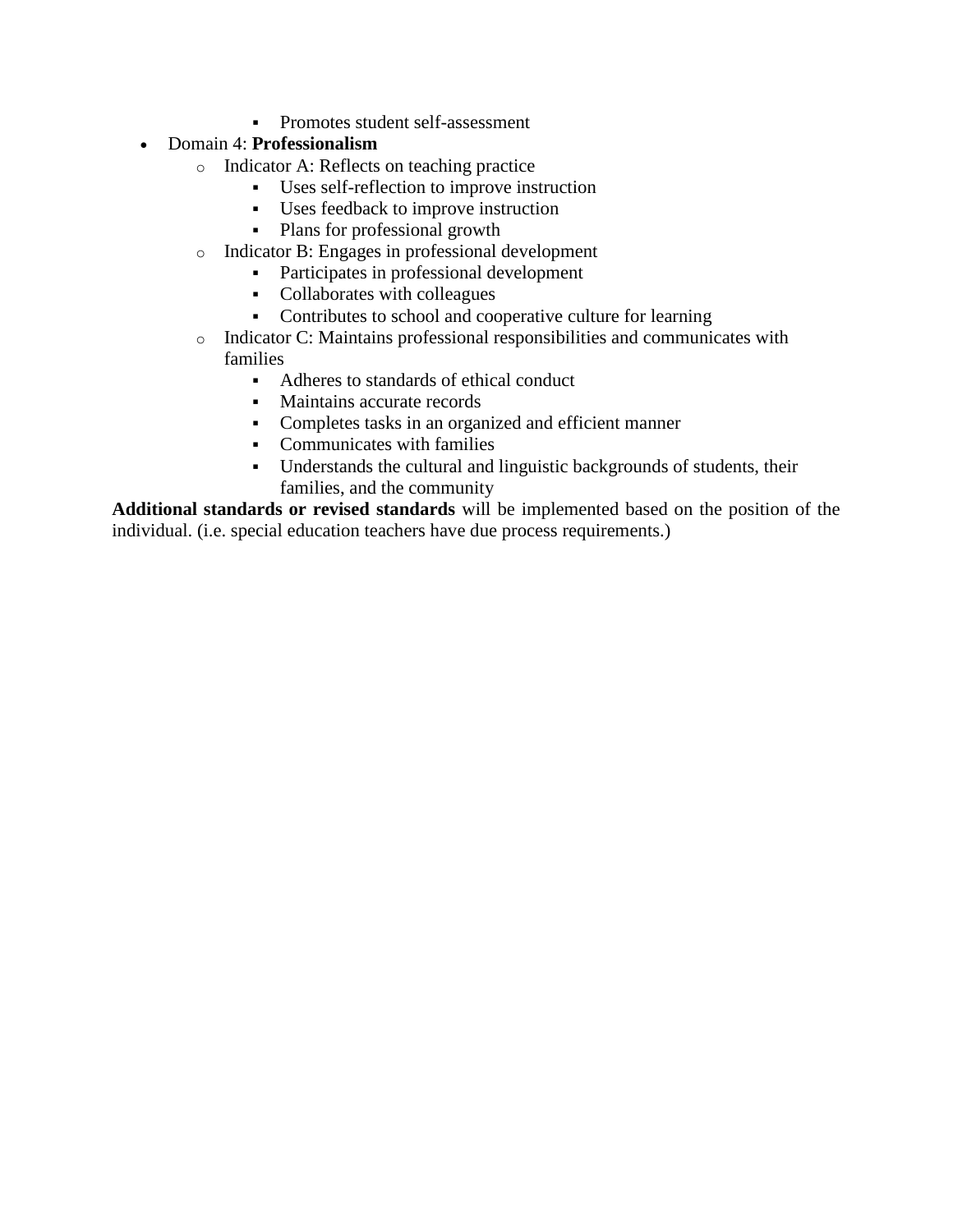- Promotes student self-assessment
- Domain 4: **Professionalism**
    - Indicator A: Reflects on teaching practice
        - Uses self-reflection to improve instruction
        - Uses feedback to improve instruction
        - Plans for professional growth
    - Indicator B: Engages in professional development
        - Participates in professional development
        - Collaborates with colleagues
        - Contributes to school and cooperative culture for learning
    - Indicator C: Maintains professional responsibilities and communicates with families
        - Adheres to standards of ethical conduct
        - Maintains accurate records
        - Completes tasks in an organized and efficient manner
        - Communicates with families
        - Understands the cultural and linguistic backgrounds of students, their families, and the community

**Additional standards or revised standards** will be implemented based on the position of the individual. (i.e. special education teachers have due process requirements.)